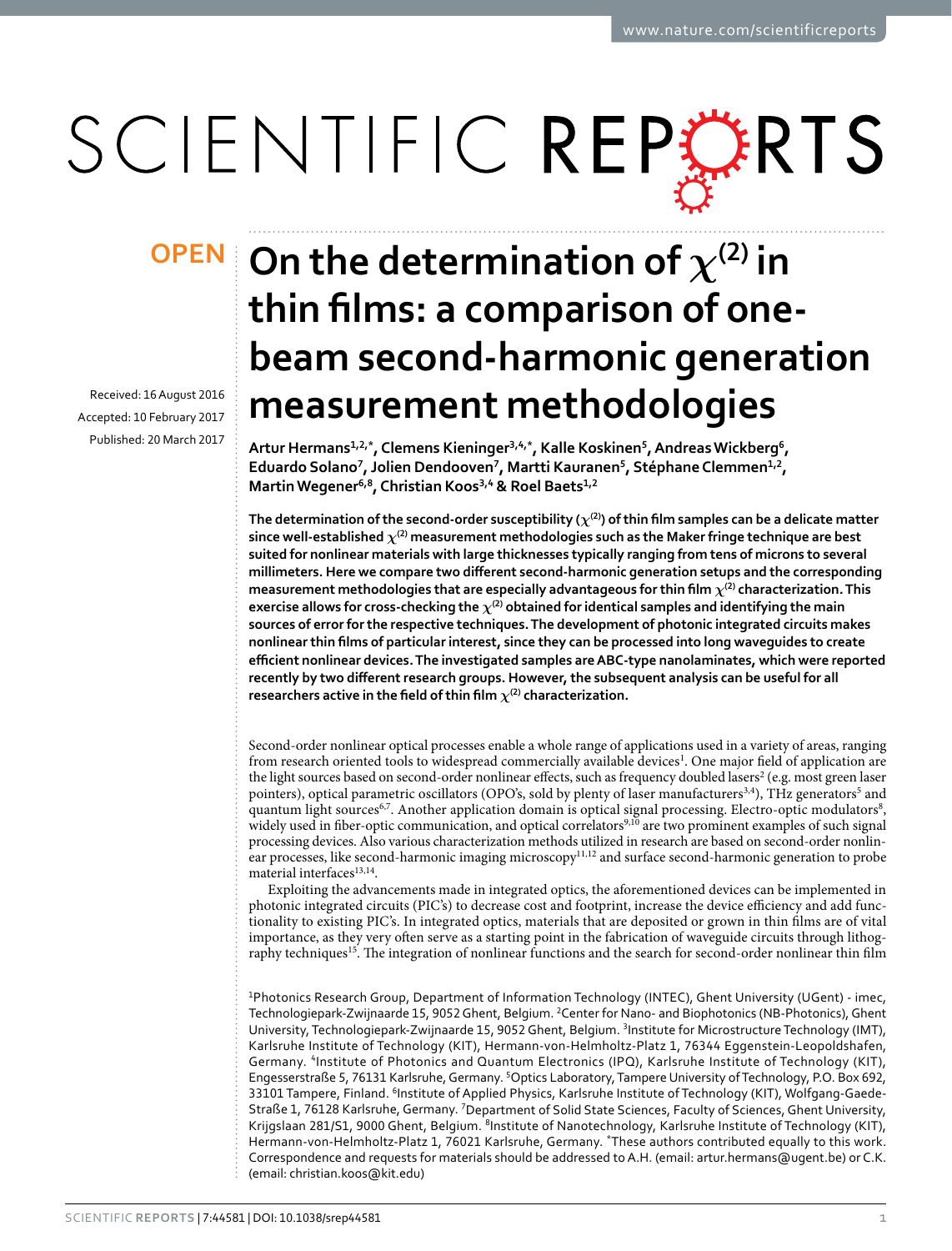OPEN

# On the determination of $\chi^{(2)}$ in thin films: a comparison of one-beam second-harmonic generation measurement methodologies

Received: 16 August 2016
Accepted: 10 February 2017
Published: 20 March 2017

Artur Hermans[1,2,*], Clemens Kieninger[3,4,*], Kalle Koskinen[5], Andreas Wickberg[6], Eduardo Solano[7], Jolien Dendooven[7], Martti Kauranen[5], Stéphane Clemmen[1,2], Martin Wegener[6,8], Christian Koos[3,4] & Roel Baets[1,2]

**The determination of the second-order susceptibility ($\chi^{(2)}$) of thin film samples can be a delicate matter since well-established $\chi^{(2)}$ measurement methodologies such as the Maker fringe technique are best suited for nonlinear materials with large thicknesses typically ranging from tens of microns to several millimeters. Here we compare two different second-harmonic generation setups and the corresponding measurement methodologies that are especially advantageous for thin film $\chi^{(2)}$ characterization. This exercise allows for cross-checking the $\chi^{(2)}$ obtained for identical samples and identifying the main sources of error for the respective techniques. The development of photonic integrated circuits makes nonlinear thin films of particular interest, since they can be processed into long waveguides to create efficient nonlinear devices. The investigated samples are ABC-type nanolaminates, which were reported recently by two different research groups. However, the subsequent analysis can be useful for all researchers active in the field of thin film $\chi^{(2)}$ characterization.**

Second-order nonlinear optical processes enable a whole range of applications used in a variety of areas, ranging from research oriented tools to widespread commercially available devices[1]. One major field of application are the light sources based on second-order nonlinear effects, such as frequency doubled lasers[2] (e.g. most green laser pointers), optical parametric oscillators (OPO's, sold by plenty of laser manufacturers[3,4]), THz generators[5] and quantum light sources[6,7]. Another application domain is optical signal processing. Electro-optic modulators[8], widely used in fiber-optic communication, and optical correlators[9,10] are two prominent examples of such signal processing devices. Also various characterization methods utilized in research are based on second-order nonlinear processes, like second-harmonic imaging microscopy[11,12] and surface second-harmonic generation to probe material interfaces[13,14].

Exploiting the advancements made in integrated optics, the aforementioned devices can be implemented in photonic integrated circuits (PIC's) to decrease cost and footprint, increase the device efficiency and add functionality to existing PIC's. In integrated optics, materials that are deposited or grown in thin films are of vital importance, as they very often serve as a starting point in the fabrication of waveguide circuits through lithography techniques[15]. The integration of nonlinear functions and the search for second-order nonlinear thin film

[1]Photonics Research Group, Department of Information Technology (INTEC), Ghent University (UGent) - imec, Technologiepark-Zwijnaarde 15, 9052 Ghent, Belgium. [2]Center for Nano- and Biophotonics (NB-Photonics), Ghent University, Technologiepark-Zwijnaarde 15, 9052 Ghent, Belgium. [3]Institute for Microstructure Technology (IMT), Karlsruhe Institute of Technology (KIT), Hermann-von-Helmholtz-Platz 1, 76344 Eggenstein-Leopoldshafen, Germany. [4]Institute of Photonics and Quantum Electronics (IPQ), Karlsruhe Institute of Technology (KIT), Engesserstraße 5, 76131 Karlsruhe, Germany. [5]Optics Laboratory, Tampere University of Technology, P.O. Box 692, 33101 Tampere, Finland. [6]Institute of Applied Physics, Karlsruhe Institute of Technology (KIT), Wolfgang-Gaede-Straße 1, 76128 Karlsruhe, Germany. [7]Department of Solid State Sciences, Faculty of Sciences, Ghent University, Krijgslaan 281/S1, 9000 Ghent, Belgium. [8]Institute of Nanotechnology, Karlsruhe Institute of Technology (KIT), Hermann-von-Helmholtz-Platz 1, 76021 Karlsruhe, Germany. *These authors contributed equally to this work. Correspondence and requests for materials should be addressed to A.H. (email: artur.hermans@ugent.be) or C.K. (email: christian.koos@kit.edu)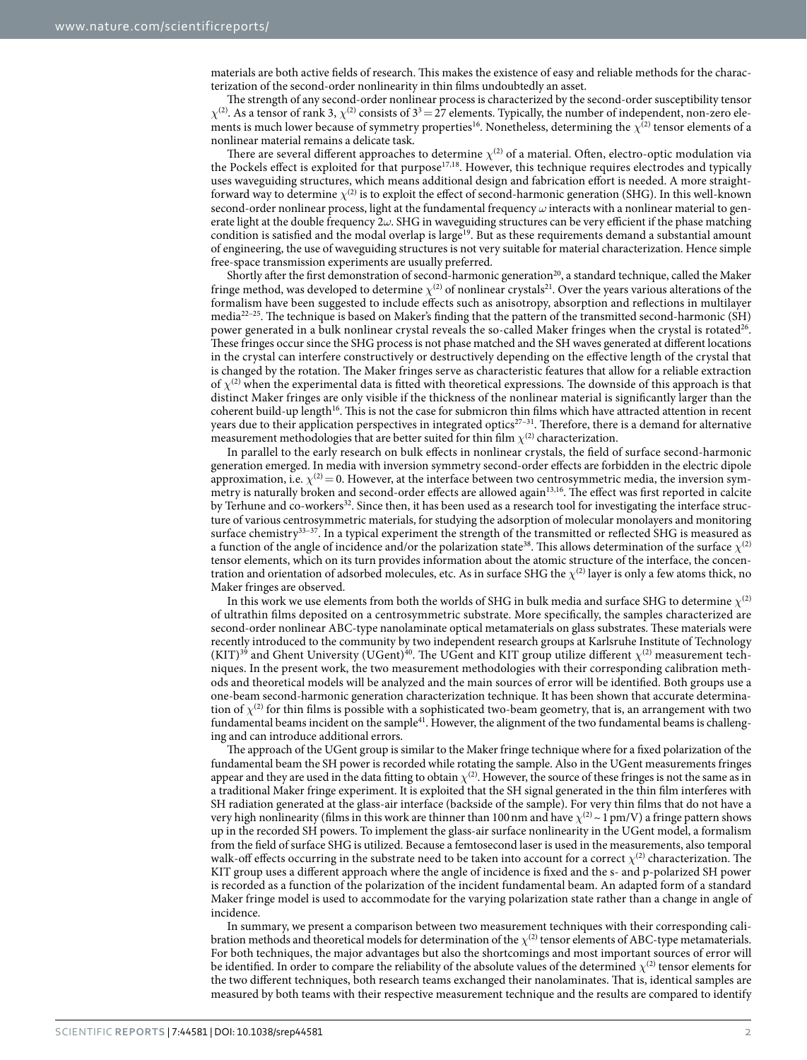materials are both active fields of research. This makes the existence of easy and reliable methods for the characterization of the second-order nonlinearity in thin films undoubtedly an asset.

The strength of any second-order nonlinear process is characterized by the second-order susceptibility tensor $\chi^{(2)}$. As a tensor of rank 3, $\chi^{(2)}$ consists of $3^3 = 27$ elements. Typically, the number of independent, non-zero elements is much lower because of symmetry properties[16]. Nonetheless, determining the $\chi^{(2)}$ tensor elements of a nonlinear material remains a delicate task.

There are several different approaches to determine $\chi^{(2)}$ of a material. Often, electro-optic modulation via the Pockels effect is exploited for that purpose[17,18]. However, this technique requires electrodes and typically uses waveguiding structures, which means additional design and fabrication effort is needed. A more straightforward way to determine $\chi^{(2)}$ is to exploit the effect of second-harmonic generation (SHG). In this well-known second-order nonlinear process, light at the fundamental frequency $\omega$ interacts with a nonlinear material to generate light at the double frequency $2\omega$. SHG in waveguiding structures can be very efficient if the phase matching condition is satisfied and the modal overlap is large[19]. But as these requirements demand a substantial amount of engineering, the use of waveguiding structures is not very suitable for material characterization. Hence simple free-space transmission experiments are usually preferred.

Shortly after the first demonstration of second-harmonic generation[20], a standard technique, called the Maker fringe method, was developed to determine $\chi^{(2)}$ of nonlinear crystals[21]. Over the years various alterations of the formalism have been suggested to include effects such as anisotropy, absorption and reflections in multilayer media[22–25]. The technique is based on Maker's finding that the pattern of the transmitted second-harmonic (SH) power generated in a bulk nonlinear crystal reveals the so-called Maker fringes when the crystal is rotated[26]. These fringes occur since the SHG process is not phase matched and the SH waves generated at different locations in the crystal can interfere constructively or destructively depending on the effective length of the crystal that is changed by the rotation. The Maker fringes serve as characteristic features that allow for a reliable extraction of $\chi^{(2)}$ when the experimental data is fitted with theoretical expressions. The downside of this approach is that distinct Maker fringes are only visible if the thickness of the nonlinear material is significantly larger than the coherent build-up length[16]. This is not the case for submicron thin films which have attracted attention in recent years due to their application perspectives in integrated optics[27–31]. Therefore, there is a demand for alternative measurement methodologies that are better suited for thin film $\chi^{(2)}$ characterization.

In parallel to the early research on bulk effects in nonlinear crystals, the field of surface second-harmonic generation emerged. In media with inversion symmetry second-order effects are forbidden in the electric dipole approximation, i.e. $\chi^{(2)} = 0$. However, at the interface between two centrosymmetric media, the inversion symmetry is naturally broken and second-order effects are allowed again[13,16]. The effect was first reported in calcite by Terhune and co-workers[32]. Since then, it has been used as a research tool for investigating the interface structure of various centrosymmetric materials, for studying the adsorption of molecular monolayers and monitoring surface chemistry[33–37]. In a typical experiment the strength of the transmitted or reflected SHG is measured as a function of the angle of incidence and/or the polarization state[38]. This allows determination of the surface $\chi^{(2)}$ tensor elements, which on its turn provides information about the atomic structure of the interface, the concentration and orientation of adsorbed molecules, etc. As in surface SHG the $\chi^{(2)}$ layer is only a few atoms thick, no Maker fringes are observed.

In this work we use elements from both the worlds of SHG in bulk media and surface SHG to determine $\chi^{(2)}$ of ultrathin films deposited on a centrosymmetric substrate. More specifically, the samples characterized are second-order nonlinear ABC-type nanolaminate optical metamaterials on glass substrates. These materials were recently introduced to the community by two independent research groups at Karlsruhe Institute of Technology (KIT)[39] and Ghent University (UGent)[40]. The UGent and KIT group utilize different $\chi^{(2)}$ measurement techniques. In the present work, the two measurement methodologies with their corresponding calibration methods and theoretical models will be analyzed and the main sources of error will be identified. Both groups use a one-beam second-harmonic generation characterization technique. It has been shown that accurate determination of $\chi^{(2)}$ for thin films is possible with a sophisticated two-beam geometry, that is, an arrangement with two fundamental beams incident on the sample[41]. However, the alignment of the two fundamental beams is challenging and can introduce additional errors.

The approach of the UGent group is similar to the Maker fringe technique where for a fixed polarization of the fundamental beam the SH power is recorded while rotating the sample. Also in the UGent measurements fringes appear and they are used in the data fitting to obtain $\chi^{(2)}$. However, the source of these fringes is not the same as in a traditional Maker fringe experiment. It is exploited that the SH signal generated in the thin film interferes with SH radiation generated at the glass-air interface (backside of the sample). For very thin films that do not have a very high nonlinearity (films in this work are thinner than 100 nm and have $\chi^{(2)} \sim 1$ pm/V) a fringe pattern shows up in the recorded SH powers. To implement the glass-air surface nonlinearity in the UGent model, a formalism from the field of surface SHG is utilized. Because a femtosecond laser is used in the measurements, also temporal walk-off effects occurring in the substrate need to be taken into account for a correct $\chi^{(2)}$ characterization. The KIT group uses a different approach where the angle of incidence is fixed and the s- and p-polarized SH power is recorded as a function of the polarization of the incident fundamental beam. An adapted form of a standard Maker fringe model is used to accommodate for the varying polarization state rather than a change in angle of incidence.

In summary, we present a comparison between two measurement techniques with their corresponding calibration methods and theoretical models for determination of the $\chi^{(2)}$ tensor elements of ABC-type metamaterials. For both techniques, the major advantages but also the shortcomings and most important sources of error will be identified. In order to compare the reliability of the absolute values of the determined $\chi^{(2)}$ tensor elements for the two different techniques, both research teams exchanged their nanolaminates. That is, identical samples are measured by both teams with their respective measurement technique and the results are compared to identify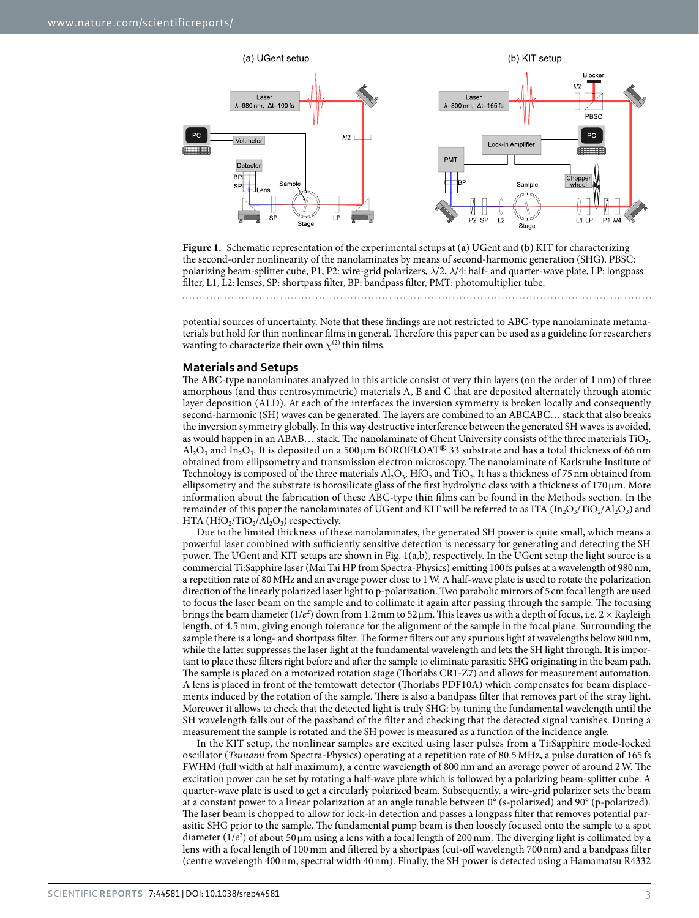**Figure 1.** Schematic representation of the experimental setups at (**a**) UGent and (**b**) KIT for characterizing the second-order nonlinearity of the nanolaminates by means of second-harmonic generation (SHG). PBSC: polarizing beam-splitter cube, P1, P2: wire-grid polarizers, $\lambda/2$, $\lambda/4$: half- and quarter-wave plate, LP: longpass filter, L1, L2: lenses, SP: shortpass filter, BP: bandpass filter, PMT: photomultiplier tube.

potential sources of uncertainty. Note that these findings are not restricted to ABC-type nanolaminate metamaterials but hold for thin nonlinear films in general. Therefore this paper can be used as a guideline for researchers wanting to characterize their own $\chi^{(2)}$ thin films.

## Materials and Setups

The ABC-type nanolaminates analyzed in this article consist of very thin layers (on the order of 1 nm) of three amorphous (and thus centrosymmetric) materials A, B and C that are deposited alternately through atomic layer deposition (ALD). At each of the interfaces the inversion symmetry is broken locally and consequently second-harmonic (SH) waves can be generated. The layers are combined to an ABCABC… stack that also breaks the inversion symmetry globally. In this way destructive interference between the generated SH waves is avoided, as would happen in an ABAB… stack. The nanolaminate of Ghent University consists of the three materials $TiO_2$, $Al_2O_3$ and $In_2O_3$. It is deposited on a 500 μm BOROFLOAT® 33 substrate and has a total thickness of 66 nm obtained from ellipsometry and transmission electron microscopy. The nanolaminate of Karlsruhe Institute of Technology is composed of the three materials $Al_2O_3$, $HfO_2$ and $TiO_2$. It has a thickness of 75 nm obtained from ellipsometry and the substrate is borosilicate glass of the first hydrolytic class with a thickness of 170 μm. More information about the fabrication of these ABC-type thin films can be found in the Methods section. In the remainder of this paper the nanolaminates of UGent and KIT will be referred to as ITA ($In_2O_3/TiO_2/Al_2O_3$) and HTA ($HfO_2/TiO_2/Al_2O_3$) respectively.

Due to the limited thickness of these nanolaminates, the generated SH power is quite small, which means a powerful laser combined with sufficiently sensitive detection is necessary for generating and detecting the SH power. The UGent and KIT setups are shown in Fig. 1(a,b), respectively. In the UGent setup the light source is a commercial Ti:Sapphire laser (Mai Tai HP from Spectra-Physics) emitting 100 fs pulses at a wavelength of 980 nm, a repetition rate of 80 MHz and an average power close to 1 W. A half-wave plate is used to rotate the polarization direction of the linearly polarized laser light to p-polarization. Two parabolic mirrors of 5 cm focal length are used to focus the laser beam on the sample and to collimate it again after passing through the sample. The focusing brings the beam diameter ($1/e^2$) down from 1.2 mm to 52 μm. This leaves us with a depth of focus, i.e. 2 × Rayleigh length, of 4.5 mm, giving enough tolerance for the alignment of the sample in the focal plane. Surrounding the sample there is a long- and shortpass filter. The former filters out any spurious light at wavelengths below 800 nm, while the latter suppresses the laser light at the fundamental wavelength and lets the SH light through. It is important to place these filters right before and after the sample to eliminate parasitic SHG originating in the beam path. The sample is placed on a motorized rotation stage (Thorlabs CR1-Z7) and allows for measurement automation. A lens is placed in front of the femtowatt detector (Thorlabs PDF10A) which compensates for beam displacements induced by the rotation of the sample. There is also a bandpass filter that removes part of the stray light. Moreover it allows to check that the detected light is truly SHG: by tuning the fundamental wavelength until the SH wavelength falls out of the passband of the filter and checking that the detected signal vanishes. During a measurement the sample is rotated and the SH power is measured as a function of the incidence angle.

In the KIT setup, the nonlinear samples are excited using laser pulses from a Ti:Sapphire mode-locked oscillator (*Tsunami* from Spectra-Physics) operating at a repetition rate of 80.5 MHz, a pulse duration of 165 fs FWHM (full width at half maximum), a centre wavelength of 800 nm and an average power of around 2 W. The excitation power can be set by rotating a half-wave plate which is followed by a polarizing beam-splitter cube. A quarter-wave plate is used to get a circularly polarized beam. Subsequently, a wire-grid polarizer sets the beam at a constant power to a linear polarization at an angle tunable between 0° (s-polarized) and 90° (p-polarized). The laser beam is chopped to allow for lock-in detection and passes a longpass filter that removes potential parasitic SHG prior to the sample. The fundamental pump beam is then loosely focused onto the sample to a spot diameter ($1/e^2$) of about 50 μm using a lens with a focal length of 200 mm. The diverging light is collimated by a lens with a focal length of 100 mm and filtered by a shortpass (cut-off wavelength 700 nm) and a bandpass filter (centre wavelength 400 nm, spectral width 40 nm). Finally, the SH power is detected using a Hamamatsu R4332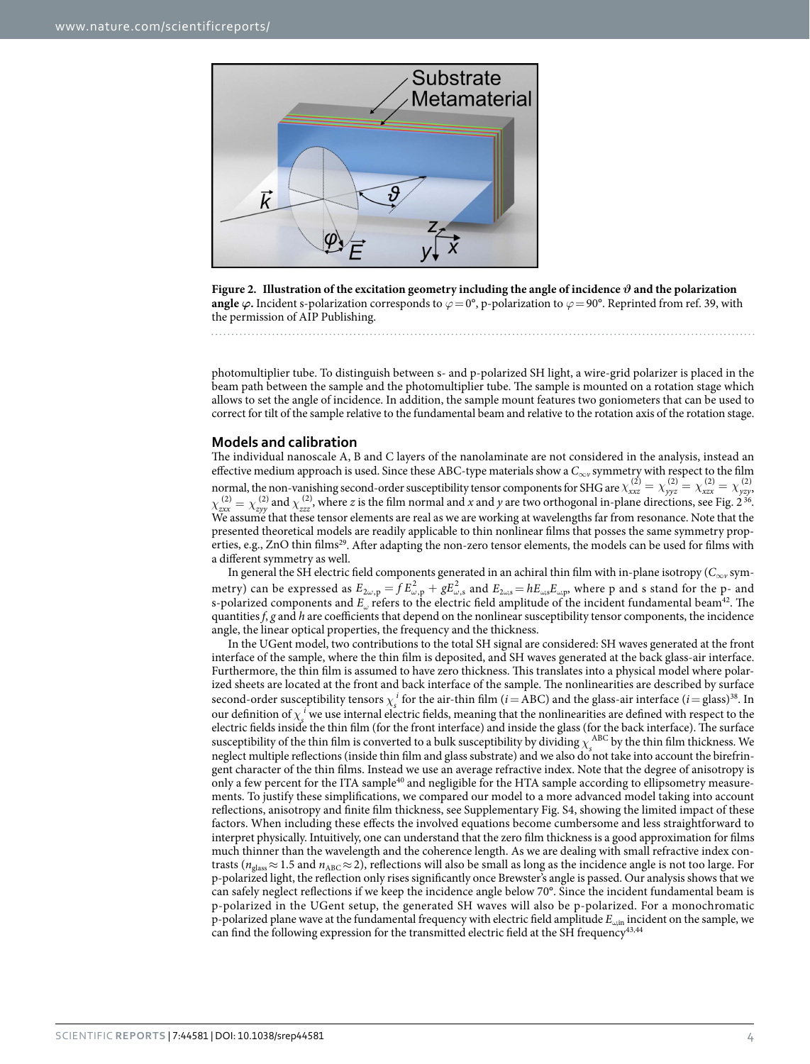**Figure 2. Illustration of the excitation geometry including the angle of incidence $\vartheta$ and the polarization angle $\varphi$.** Incident s-polarization corresponds to $\varphi = 0°$, p-polarization to $\varphi = 90°$. Reprinted from ref. 39, with the permission of AIP Publishing.

photomultiplier tube. To distinguish between s- and p-polarized SH light, a wire-grid polarizer is placed in the beam path between the sample and the photomultiplier tube. The sample is mounted on a rotation stage which allows to set the angle of incidence. In addition, the sample mount features two goniometers that can be used to correct for tilt of the sample relative to the fundamental beam and relative to the rotation axis of the rotation stage.

## Models and calibration

The individual nanoscale A, B and C layers of the nanolaminate are not considered in the analysis, instead an effective medium approach is used. Since these ABC-type materials show a $C_{\infty v}$ symmetry with respect to the film normal, the non-vanishing second-order susceptibility tensor components for SHG are $\chi^{(2)}_{xxz} = \chi^{(2)}_{yyz} = \chi^{(2)}_{xzx} = \chi^{(2)}_{yzy}$, $\chi^{(2)}_{zxx} = \chi^{(2)}_{zyy}$ and $\chi^{(2)}_{zzz}$, where $z$ is the film normal and $x$ and $y$ are two orthogonal in-plane directions, see Fig. 2[36]. We assume that these tensor elements are real as we are working at wavelengths far from resonance. Note that the presented theoretical models are readily applicable to thin nonlinear films that posses the same symmetry properties, e.g., ZnO thin films[29]. After adapting the non-zero tensor elements, the models can be used for films with a different symmetry as well.

In general the SH electric field components generated in an achiral thin film with in-plane isotropy ($C_{\infty v}$ symmetry) can be expressed as $E_{2\omega,\mathrm{p}} = fE^2_{\omega,\mathrm{p}} + gE^2_{\omega,\mathrm{s}}$ and $E_{2\omega,\mathrm{s}} = hE_{\omega,\mathrm{s}}E_{\omega,\mathrm{p}}$, where p and s stand for the p- and s-polarized components and $E_\omega$ refers to the electric field amplitude of the incident fundamental beam[42]. The quantities $f$, $g$ and $h$ are coefficients that depend on the nonlinear susceptibility tensor components, the incidence angle, the linear optical properties, the frequency and the thickness.

In the UGent model, two contributions to the total SH signal are considered: SH waves generated at the front interface of the sample, where the thin film is deposited, and SH waves generated at the back glass-air interface. Furthermore, the thin film is assumed to have zero thickness. This translates into a physical model where polarized sheets are located at the front and back interface of the sample. The nonlinearities are described by surface second-order susceptibility tensors $\chi_s^{\,i}$ for the air-thin film ($i$ = ABC) and the glass-air interface ($i$ = glass)[38]. In our definition of $\chi_s^{\,i}$ we use internal electric fields, meaning that the nonlinearities are defined with respect to the electric fields inside the thin film (for the front interface) and inside the glass (for the back interface). The surface susceptibility of the thin film is converted to a bulk susceptibility by dividing $\chi_s^{\mathrm{ABC}}$ by the thin film thickness. We neglect multiple reflections (inside thin film and glass substrate) and we also do not take into account the birefringent character of the thin films. Instead we use an average refractive index. Note that the degree of anisotropy is only a few percent for the ITA sample[40] and negligible for the HTA sample according to ellipsometry measurements. To justify these simplifications, we compared our model to a more advanced model taking into account reflections, anisotropy and finite film thickness, see Supplementary Fig. S4, showing the limited impact of these factors. When including these effects the involved equations become cumbersome and less straightforward to interpret physically. Intuitively, one can understand that the zero film thickness is a good approximation for films much thinner than the wavelength and the coherence length. As we are dealing with small refractive index contrasts ($n_{\mathrm{glass}} \approx 1.5$ and $n_{\mathrm{ABC}} \approx 2$), reflections will also be small as long as the incidence angle is not too large. For p-polarized light, the reflection only rises significantly once Brewster's angle is passed. Our analysis shows that we can safely neglect reflections if we keep the incidence angle below 70°. Since the incident fundamental beam is p-polarized in the UGent setup, the generated SH waves will also be p-polarized. For a monochromatic p-polarized plane wave at the fundamental frequency with electric field amplitude $E_{\omega,\mathrm{in}}$ incident on the sample, we can find the following expression for the transmitted electric field at the SH frequency[43,44]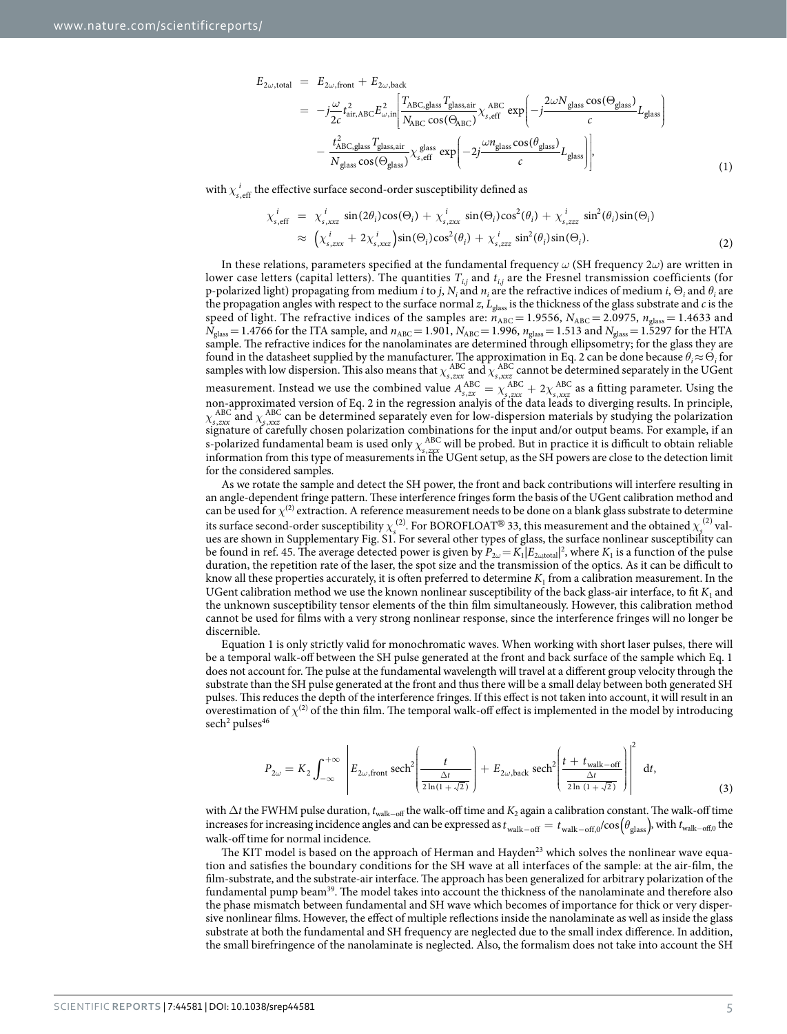$$
\begin{aligned}
E_{2\omega,\text{total}} &= E_{2\omega,\text{front}} + E_{2\omega,\text{back}} \\
&= -j\frac{\omega}{2c} t_{\text{air,ABC}}^2 E_{\omega,\text{in}}^2 \left[ \frac{T_{\text{ABC,glass}} T_{\text{glass,air}}}{N_{\text{ABC}} \cos(\Theta_{\text{ABC}})} \chi_{s,\text{eff}}^{\text{ABC}} \exp\left( -j\frac{2\omega N_{\text{glass}} \cos(\Theta_{\text{glass}})}{c} L_{\text{glass}} \right) \right. \\
&\quad \left. - \frac{t_{\text{ABC,glass}}^2 T_{\text{glass,air}}}{N_{\text{glass}} \cos(\Theta_{\text{glass}})} \chi_{s,\text{eff}}^{\text{glass}} \exp\left( -2j\frac{\omega n_{\text{glass}} \cos(\theta_{\text{glass}})}{c} L_{\text{glass}} \right) \right],
\end{aligned}
\tag{1}
$$

with $\chi_{s,\text{eff}}^{i}$ the effective surface second-order susceptibility defined as

$$
\begin{aligned}
\chi_{s,\text{eff}}^{i} &= \chi_{s,xxz}^{i} \sin(2\theta_i)\cos(\Theta_i) + \chi_{s,zxx}^{i} \sin(\Theta_i)\cos^2(\theta_i) + \chi_{s,zzz}^{i} \sin^2(\theta_i)\sin(\Theta_i) \\
&\approx \left( \chi_{s,zxx}^{i} + 2\chi_{s,xxz}^{i} \right) \sin(\Theta_i)\cos^2(\theta_i) + \chi_{s,zzz}^{i} \sin^2(\theta_i)\sin(\Theta_i).
\end{aligned}
\tag{2}
$$

In these relations, parameters specified at the fundamental frequency $\omega$ (SH frequency $2\omega$) are written in lower case letters (capital letters). The quantities $T_{i,j}$ and $t_{i,j}$ are the Fresnel transmission coefficients (for p-polarized light) propagating from medium $i$ to $j$, $N_i$ and $n_i$ are the refractive indices of medium $i$, $\Theta_i$ and $\theta_i$ are the propagation angles with respect to the surface normal $z$, $L_{\text{glass}}$ is the thickness of the glass substrate and $c$ is the speed of light. The refractive indices of the samples are: $n_{\text{ABC}} = 1.9556$, $N_{\text{ABC}} = 2.0975$, $n_{\text{glass}} = 1.4633$ and $N_{\text{glass}} = 1.4766$ for the ITA sample, and $n_{\text{ABC}} = 1.901$, $N_{\text{ABC}} = 1.996$, $n_{\text{glass}} = 1.513$ and $N_{\text{glass}} = 1.5297$ for the HTA sample. The refractive indices for the nanolaminates are determined through ellipsometry; for the glass they are found in the datasheet supplied by the manufacturer. The approximation in Eq. 2 can be done because $\theta_i \approx \Theta_i$ for samples with low dispersion. This also means that $\chi_{s,zxx}^{\text{ABC}}$ and $\chi_{s,xxz}^{\text{ABC}}$ cannot be determined separately in the UGent measurement. Instead we use the combined value $A_{s,zx}^{\text{ABC}} = \chi_{s,zxx}^{\text{ABC}} + 2\chi_{s,xxz}^{\text{ABC}}$ as a fitting parameter. Using the non-approximated version of Eq. 2 in the regression analysis of the data leads to diverging results. In principle, $\chi_{s,zxx}^{\text{ABC}}$ and $\chi_{s,xxz}^{\text{ABC}}$ can be determined separately even for low-dispersion materials by studying the polarization signature of carefully chosen polarization combinations for the input and/or output beams. For example, if an s-polarized fundamental beam is used only $\chi_{s,zxx}^{\text{ABC}}$ will be probed. But in practice it is difficult to obtain reliable information from this type of measurements in the UGent setup, as the SH powers are close to the detection limit for the considered samples.

As we rotate the sample and detect the SH power, the front and back contributions will interfere resulting in an angle-dependent fringe pattern. These interference fringes form the basis of the UGent calibration method and can be used for $\chi^{(2)}$ extraction. A reference measurement needs to be done on a blank glass substrate to determine its surface second-order susceptibility $\chi_s^{(2)}$. For BOROFLOAT® 33, this measurement and the obtained $\chi_s^{(2)}$ values are shown in Supplementary Fig. S1. For several other types of glass, the surface nonlinear susceptibility can be found in ref. 45. The average detected power is given by $P_{2\omega} = K_1 |E_{2\omega\text{total}}|^2$, where $K_1$ is a function of the pulse duration, the repetition rate of the laser, the spot size and the transmission of the optics. As it can be difficult to know all these properties accurately, it is often preferred to determine $K_1$ from a calibration measurement. In the UGent calibration method we use the known nonlinear susceptibility of the back glass-air interface, to fit $K_1$ and the unknown susceptibility tensor elements of the thin film simultaneously. However, this calibration method cannot be used for films with a very strong nonlinear response, since the interference fringes will no longer be discernible.

Equation 1 is only strictly valid for monochromatic waves. When working with short laser pulses, there will be a temporal walk-off between the SH pulse generated at the front and back surface of the sample which Eq. 1 does not account for. The pulse at the fundamental wavelength will travel at a different group velocity through the substrate than the SH pulse generated at the front and thus there will be a small delay between both generated SH pulses. This reduces the depth of the interference fringes. If this effect is not taken into account, it will result in an overestimation of $\chi^{(2)}$ of the thin film. The temporal walk-off effect is implemented in the model by introducing $\text{sech}^2$ pulses[46]

$$
P_{2\omega} = K_2 \int_{-\infty}^{+\infty} \left| E_{2\omega,\text{front}} \,\text{sech}^2\left( \frac{t}{\frac{\Delta t}{2\ln(1+\sqrt{2})}} \right) + E_{2\omega,\text{back}} \,\text{sech}^2\left( \frac{t + t_{\text{walk-off}}}{\frac{\Delta t}{2\ln(1+\sqrt{2})}} \right) \right|^2 \text{d}t,
\tag{3}
$$

with $\Delta t$ the FWHM pulse duration, $t_{\text{walk-off}}$ the walk-off time and $K_2$ again a calibration constant. The walk-off time increases for increasing incidence angles and can be expressed as $t_{\text{walk-off}} = t_{\text{walk-off},0} / \cos(\theta_{\text{glass}})$, with $t_{\text{walk-off},0}$ the walk-off time for normal incidence.

The KIT model is based on the approach of Herman and Hayden[23] which solves the nonlinear wave equation and satisfies the boundary conditions for the SH wave at all interfaces of the sample: at the air-film, the film-substrate, and the substrate-air interface. The approach has been generalized for arbitrary polarization of the fundamental pump beam[39]. The model takes into account the thickness of the nanolaminate and therefore also the phase mismatch between fundamental and SH wave which becomes of importance for thick or very dispersive nonlinear films. However, the effect of multiple reflections inside the nanolaminate as well as inside the glass substrate at both the fundamental and SH frequency are neglected due to the small index difference. In addition, the small birefringence of the nanolaminate is neglected. Also, the formalism does not take into account the SH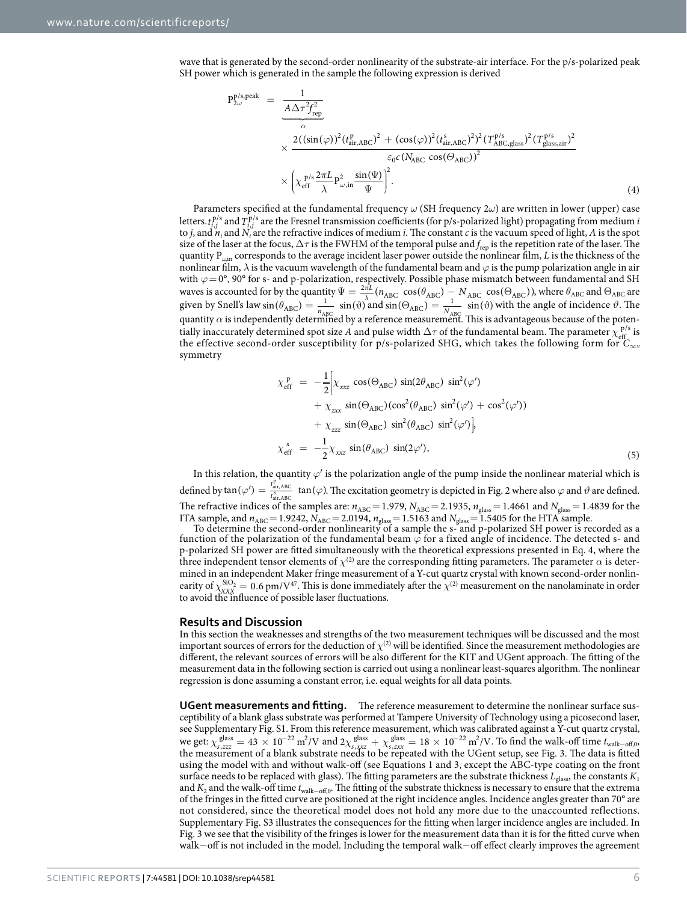wave that is generated by the second-order nonlinearity of the substrate-air interface. For the p/s-polarized peak SH power which is generated in the sample the following expression is derived

$$
\begin{aligned}
\mathrm{P}_{2\omega}^{\mathrm{p/s,peak}} &= \underbrace{\frac{1}{A\Delta\tau^2 f_{\mathrm{rep}}^2}}_{\alpha} \\
&\times \frac{2((\sin(\varphi))^2(t_{\mathrm{air,ABC}}^{\mathrm{p}})^2 + (\cos(\varphi))^2(t_{\mathrm{air,ABC}}^{\mathrm{s}})^2)^2 (T_{\mathrm{ABC,glass}}^{\mathrm{p/s}})^2 (T_{\mathrm{glass,air}}^{\mathrm{p/s}})^2}{\varepsilon_0 c (N_{\mathrm{ABC}} \cos(\Theta_{\mathrm{ABC}}))^2} \\
&\times \left(\chi_{\mathrm{eff}}^{\mathrm{p/s}} \frac{2\pi L}{\lambda} \mathrm{P}_{\omega,\mathrm{in}}^2 \frac{\sin(\Psi)}{\Psi}\right)^2.
\end{aligned}
\tag{4}
$$

Parameters specified at the fundamental frequency $\omega$ (SH frequency $2\omega$) are written in lower (upper) case letters. $t_{i,j}^{\mathrm{p/s}}$ and $T_{i,j}^{\mathrm{p/s}}$ are the Fresnel transmission coefficients (for p/s-polarized light) propagating from medium $i$ to $j$, and $n_i$ and $N_i$ are the refractive indices of medium $i$. The constant $c$ is the vacuum speed of light, $A$ is the spot size of the laser at the focus, $\Delta\tau$ is the FWHM of the temporal pulse and $f_{\mathrm{rep}}$ is the repetition rate of the laser. The quantity $\mathrm{P}_{\omega,\mathrm{in}}$ corresponds to the average incident laser power outside the nonlinear film, $L$ is the thickness of the nonlinear film, $\lambda$ is the vacuum wavelength of the fundamental beam and $\varphi$ is the pump polarization angle in air with $\varphi = 0°$, $90°$ for s- and p-polarization, respectively. Possible phase mismatch between fundamental and SH waves is accounted for by the quantity $\Psi = \frac{2\pi L}{\lambda}(n_{\mathrm{ABC}} \cos(\theta_{\mathrm{ABC}}) - N_{\mathrm{ABC}} \cos(\Theta_{\mathrm{ABC}}))$, where $\theta_{\mathrm{ABC}}$ and $\Theta_{\mathrm{ABC}}$ are given by Snell's law $\sin(\theta_{\mathrm{ABC}}) = \frac{1}{n_{\mathrm{ABC}}} \sin(\vartheta)$ and $\sin(\Theta_{\mathrm{ABC}}) = \frac{1}{N_{\mathrm{ABC}}} \sin(\vartheta)$ with the angle of incidence $\vartheta$. The quantity $\alpha$ is independently determined by a reference measurement. This is advantageous because of the potentially inaccurately determined spot size $A$ and pulse width $\Delta\tau$ of the fundamental beam. The parameter $\chi_{\mathrm{eff}}^{\mathrm{p/s}}$ is the effective second-order susceptibility for p/s-polarized SHG, which takes the following form for $C_{\infty v}$ symmetry

$$
\begin{aligned}
\chi_{\mathrm{eff}}^{\mathrm{p}} &= -\frac{1}{2}\Big[\chi_{xxz} \cos(\Theta_{\mathrm{ABC}}) \sin(2\theta_{\mathrm{ABC}}) \sin^2(\varphi') \\
&\quad + \chi_{zxx} \sin(\Theta_{\mathrm{ABC}})(\cos^2(\theta_{\mathrm{ABC}}) \sin^2(\varphi') + \cos^2(\varphi')) \\
&\quad + \chi_{zzz} \sin(\Theta_{\mathrm{ABC}}) \sin^2(\theta_{\mathrm{ABC}}) \sin^2(\varphi')\Big], \\
\chi_{\mathrm{eff}}^{\mathrm{s}} &= -\frac{1}{2}\chi_{xxz} \sin(\theta_{\mathrm{ABC}}) \sin(2\varphi'),
\end{aligned}
\tag{5}
$$

In this relation, the quantity $\varphi'$ is the polarization angle of the pump inside the nonlinear material which is defined by $\tan(\varphi') = \frac{t_{\mathrm{air,ABC}}^{\mathrm{p}}}{t_{\mathrm{air,ABC}}^{\mathrm{s}}} \tan(\varphi)$. The excitation geometry is depicted in Fig. 2 where also $\varphi$ and $\vartheta$ are defined. The refractive indices of the samples are: $n_{\mathrm{ABC}} = 1.979$, $N_{\mathrm{ABC}} = 2.1935$, $n_{\mathrm{glass}} = 1.4661$ and $N_{\mathrm{glass}} = 1.4839$ for the ITA sample, and $n_{\mathrm{ABC}} = 1.9242$, $N_{\mathrm{ABC}} = 2.0194$, $n_{\mathrm{glass}} = 1.5163$ and $N_{\mathrm{glass}} = 1.5405$ for the HTA sample.

To determine the second-order nonlinearity of a sample the s- and p-polarized SH power is recorded as a function of the polarization of the fundamental beam $\varphi$ for a fixed angle of incidence. The detected s- and p-polarized SH power are fitted simultaneously with the theoretical expressions presented in Eq. 4, where the three independent tensor elements of $\chi^{(2)}$ are the corresponding fitting parameters. The parameter $\alpha$ is determined in an independent Maker fringe measurement of a Y-cut quartz crystal with known second-order nonlinearity of $\chi_{XXX}^{\mathrm{SiO_2}} = 0.6$ pm/V[47]. This is done immediately after the $\chi^{(2)}$ measurement on the nanolaminate in order to avoid the influence of possible laser fluctuations.

## Results and Discussion

In this section the weaknesses and strengths of the two measurement techniques will be discussed and the most important sources of errors for the deduction of $\chi^{(2)}$ will be identified. Since the measurement methodologies are different, the relevant sources of errors will be also different for the KIT and UGent approach. The fitting of the measurement data in the following section is carried out using a nonlinear least-squares algorithm. The nonlinear regression is done assuming a constant error, i.e. equal weights for all data points.

**UGent measurements and fitting.** The reference measurement to determine the nonlinear surface susceptibility of a blank glass substrate was performed at Tampere University of Technology using a picosecond laser, see Supplementary Fig. S1. From this reference measurement, which was calibrated against a Y-cut quartz crystal, we get: $\chi_{s,zzz}^{\mathrm{glass}} = 43 \times 10^{-22}$ m²/V and $2\chi_{s,xxz}^{\mathrm{glass}} + \chi_{s,zxx}^{\mathrm{glass}} = 18 \times 10^{-22}$ m²/V. To find the walk-off time $t_{\mathrm{walk-off},0}$, the measurement of a blank substrate needs to be repeated with the UGent setup, see Fig. 3. The data is fitted using the model with and without walk-off (see Equations 1 and 3, except the ABC-type coating on the front surface needs to be replaced with glass). The fitting parameters are the substrate thickness $L_{\mathrm{glass}}$, the constants $K_1$ and $K_2$ and the walk-off time $t_{\mathrm{walk-off},0}$. The fitting of the substrate thickness is necessary to ensure that the extrema of the fringes in the fitted curve are positioned at the right incidence angles. Incidence angles greater than 70° are not considered, since the theoretical model does not hold any more due to the unaccounted reflections. Supplementary Fig. S3 illustrates the consequences for the fitting when larger incidence angles are included. In Fig. 3 we see that the visibility of the fringes is lower for the measurement data than it is for the fitted curve when walk−off is not included in the model. Including the temporal walk−off effect clearly improves the agreement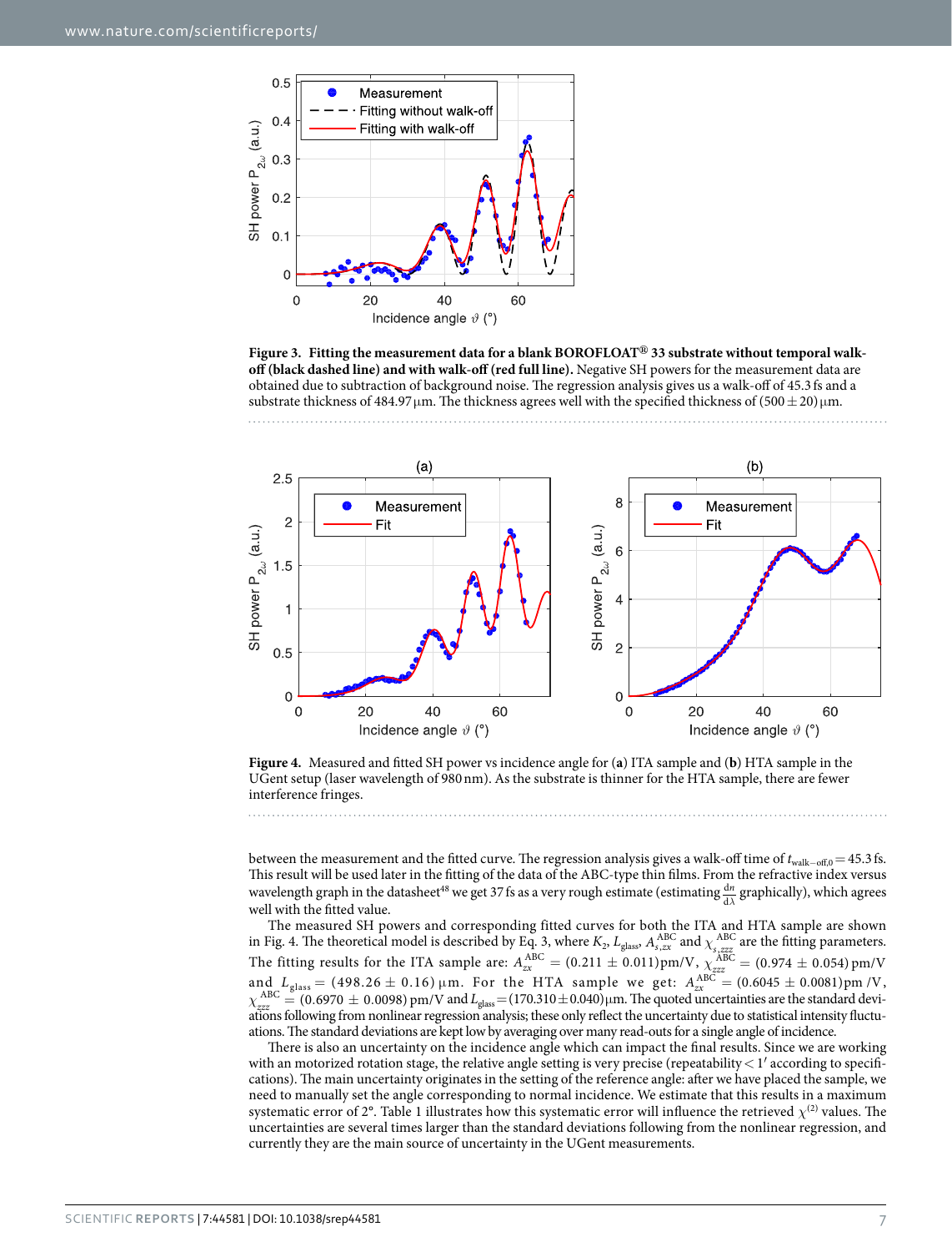**Figure 3. Fitting the measurement data for a blank BOROFLOAT® 33 substrate without temporal walk-off (black dashed line) and with walk-off (red full line).** Negative SH powers for the measurement data are obtained due to subtraction of background noise. The regression analysis gives us a walk-off of 45.3 fs and a substrate thickness of 484.97 µm. The thickness agrees well with the specified thickness of (500 ± 20) µm.

**Figure 4.** Measured and fitted SH power vs incidence angle for (**a**) ITA sample and (**b**) HTA sample in the UGent setup (laser wavelength of 980 nm). As the substrate is thinner for the HTA sample, there are fewer interference fringes.

between the measurement and the fitted curve. The regression analysis gives a walk-off time of $t_{\text{walk-off},0} = 45.3$ fs. This result will be used later in the fitting of the data of the ABC-type thin films. From the refractive index versus wavelength graph in the datasheet[48] we get 37 fs as a very rough estimate (estimating $\frac{dn}{d\lambda}$ graphically), which agrees well with the fitted value.

The measured SH powers and corresponding fitted curves for both the ITA and HTA sample are shown in Fig. 4. The theoretical model is described by Eq. 3, where $K_2$, $L_{\text{glass}}$, $A_{s,zx}^{\text{ABC}}$ and $\chi_{s,zzz}^{\text{ABC}}$ are the fitting parameters. The fitting results for the ITA sample are: $A_{zx}^{\text{ABC}} = (0.211 \pm 0.011)$ pm/V, $\chi_{zzz}^{\text{ABC}} = (0.974 \pm 0.054)$ pm/V and $L_{\text{glass}} = (498.26 \pm 0.16)$ µm. For the HTA sample we get: $A_{zx}^{\text{ABC}} = (0.6045 \pm 0.0081)$ pm/V, $\chi_{zzz}^{\text{ABC}} = (0.6970 \pm 0.0098)$ pm/V and $L_{\text{glass}} = (170.310 \pm 0.040)$ µm. The quoted uncertainties are the standard deviations following from nonlinear regression analysis; these only reflect the uncertainty due to statistical intensity fluctuations. The standard deviations are kept low by averaging over many read-outs for a single angle of incidence.

There is also an uncertainty on the incidence angle which can impact the final results. Since we are working with an motorized rotation stage, the relative angle setting is very precise (repeatability < 1′ according to specifications). The main uncertainty originates in the setting of the reference angle: after we have placed the sample, we need to manually set the angle corresponding to normal incidence. We estimate that this results in a maximum systematic error of 2°. Table 1 illustrates how this systematic error will influence the retrieved $\chi^{(2)}$ values. The uncertainties are several times larger than the standard deviations following from the nonlinear regression, and currently they are the main source of uncertainty in the UGent measurements.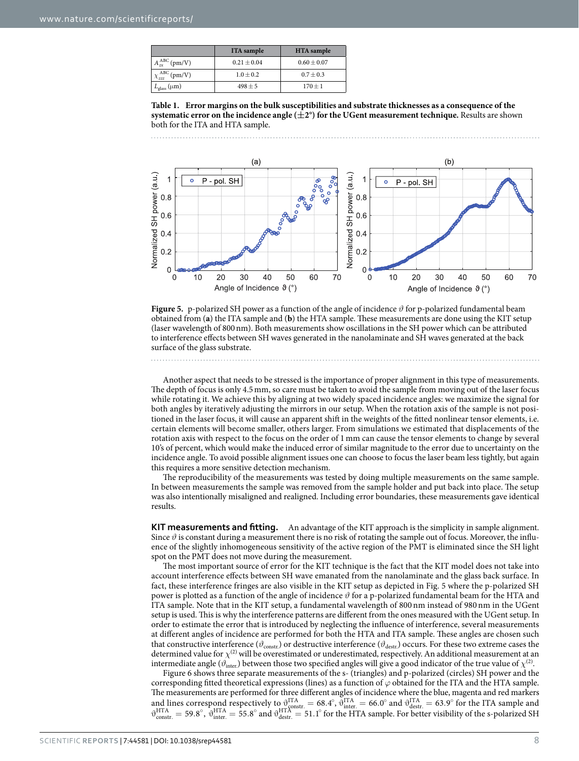| | ITA sample | HTA sample |
|---|---|---|
| $A_{zx}^{ABC}$ (pm/V) | $0.21 \pm 0.04$ | $0.60 \pm 0.07$ |
| $\chi_{zzz}^{ABC}$ (pm/V) | $1.0 \pm 0.2$ | $0.7 \pm 0.3$ |
| $L_{glass}$ (μm) | $498 \pm 5$ | $170 \pm 1$ |

**Table 1. Error margins on the bulk susceptibilities and substrate thicknesses as a consequence of the systematic error on the incidence angle (±2°) for the UGent measurement technique.** Results are shown both for the ITA and HTA sample.

**Figure 5.** p-polarized SH power as a function of the angle of incidence $\vartheta$ for p-polarized fundamental beam obtained from (**a**) the ITA sample and (**b**) the HTA sample. These measurements are done using the KIT setup (laser wavelength of 800 nm). Both measurements show oscillations in the SH power which can be attributed to interference effects between SH waves generated in the nanolaminate and SH waves generated at the back surface of the glass substrate.

Another aspect that needs to be stressed is the importance of proper alignment in this type of measurements. The depth of focus is only 4.5 mm, so care must be taken to avoid the sample from moving out of the laser focus while rotating it. We achieve this by aligning at two widely spaced incidence angles: we maximize the signal for both angles by iteratively adjusting the mirrors in our setup. When the rotation axis of the sample is not positioned in the laser focus, it will cause an apparent shift in the weights of the fitted nonlinear tensor elements, i.e. certain elements will become smaller, others larger. From simulations we estimated that displacements of the rotation axis with respect to the focus on the order of 1 mm can cause the tensor elements to change by several 10's of percent, which would make the induced error of similar magnitude to the error due to uncertainty on the incidence angle. To avoid possible alignment issues one can choose to focus the laser beam less tightly, but again this requires a more sensitive detection mechanism.

The reproducibility of the measurements was tested by doing multiple measurements on the same sample. In between measurements the sample was removed from the sample holder and put back into place. The setup was also intentionally misaligned and realigned. Including error boundaries, these measurements gave identical results.

**KIT measurements and fitting.** An advantage of the KIT approach is the simplicity in sample alignment. Since $\vartheta$ is constant during a measurement there is no risk of rotating the sample out of focus. Moreover, the influence of the slightly inhomogeneous sensitivity of the active region of the PMT is eliminated since the SH light spot on the PMT does not move during the measurement.

The most important source of error for the KIT technique is the fact that the KIT model does not take into account interference effects between SH wave emanated from the nanolaminate and the glass back surface. In fact, these interference fringes are also visible in the KIT setup as depicted in Fig. 5 where the p-polarized SH power is plotted as a function of the angle of incidence $\vartheta$ for a p-polarized fundamental beam for the HTA and ITA sample. Note that in the KIT setup, a fundamental wavelength of 800 nm instead of 980 nm in the UGent setup is used. This is why the interference patterns are different from the ones measured with the UGent setup. In order to estimate the error that is introduced by neglecting the influence of interference, several measurements at different angles of incidence are performed for both the HTA and ITA sample. These angles are chosen such that constructive interference ($\vartheta_{constr.}$) or destructive interference ($\vartheta_{destr.}$) occurs. For these two extreme cases the determined value for $\chi^{(2)}$ will be overestimated or underestimated, respectively. An additional measurement at an intermediate angle ($\vartheta_{inter.}$) between those two specified angles will give a good indicator of the true value of $\chi^{(2)}$.

Figure 6 shows three separate measurements of the s- (triangles) and p-polarized (circles) SH power and the corresponding fitted theoretical expressions (lines) as a function of $\varphi$ obtained for the ITA and the HTA sample. The measurements are performed for three different angles of incidence where the blue, magenta and red markers and lines correspond respectively to $\vartheta_{constr.}^{ITA} = 68.4°$, $\vartheta_{inter.}^{ITA} = 66.0°$ and $\vartheta_{destr.}^{ITA} = 63.9°$ for the ITA sample and $\vartheta_{constr.}^{HTA} = 59.8°$, $\vartheta_{inter.}^{HTA} = 55.8°$ and $\vartheta_{destr.}^{HTA} = 51.1°$ for the HTA sample. For better visibility of the s-polarized SH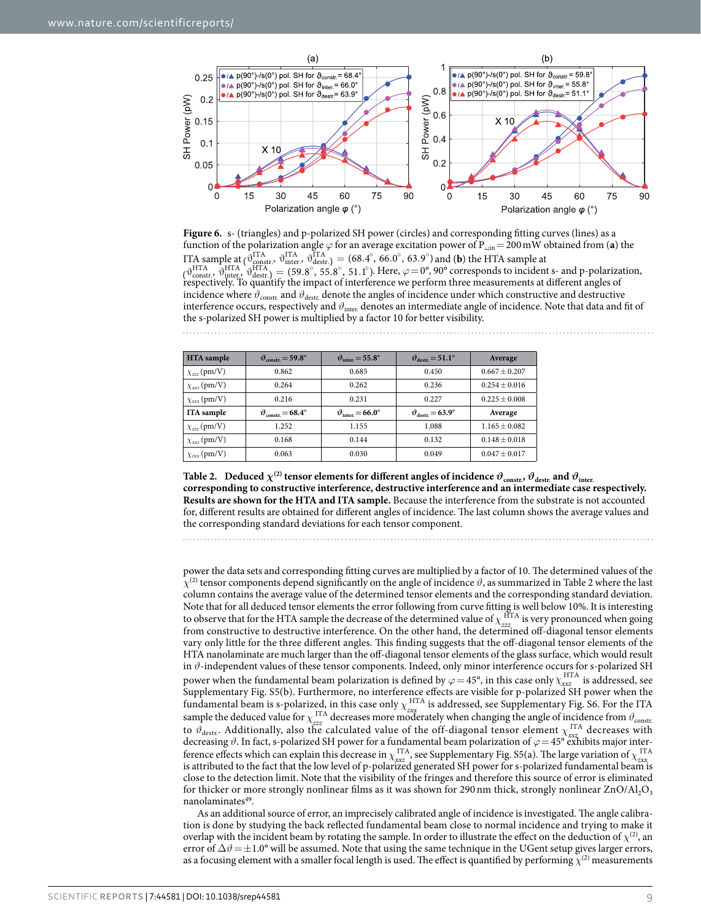**Figure 6.** s- (triangles) and p-polarized SH power (circles) and corresponding fitting curves (lines) as a function of the polarization angle $\varphi$ for an average excitation power of $P_{\omega,in} = 200$ mW obtained from (**a**) the ITA sample at $(\vartheta^{ITA}_{constr.}, \vartheta^{ITA}_{inter.}, \vartheta^{ITA}_{destr.}) = (68.4^\circ, 66.0^\circ, 63.9^\circ)$ and (**b**) the HTA sample at $(\vartheta^{HTA}_{constr.}, \vartheta^{HTA}_{inter.}, \vartheta^{HTA}_{destr.}) = (59.8^\circ, 55.8^\circ, 51.1^\circ)$. Here, $\varphi = 0°, 90°$ corresponds to incident s- and p-polarization, respectively. To quantify the impact of interference we perform three measurements at different angles of incidence where $\vartheta_{constr.}$ and $\vartheta_{destr.}$ denote the angles of incidence under which constructive and destructive interference occurs, respectively and $\vartheta_{inter.}$ denotes an intermediate angle of incidence. Note that data and fit of the s-polarized SH power is multiplied by a factor 10 for better visibility.

| HTA sample | $\vartheta_{constr.} = 59.8°$ | $\vartheta_{inter.} = 55.8°$ | $\vartheta_{destr.} = 51.1°$ | Average |
|---|---|---|---|---|
| $\chi_{zzz}$ (pm/V) | 0.862 | 0.685 | 0.450 | $0.667 \pm 0.207$ |
| $\chi_{xxz}$ (pm/V) | 0.264 | 0.262 | 0.236 | $0.254 \pm 0.016$ |
| $\chi_{zxx}$ (pm/V) | 0.216 | 0.231 | 0.227 | $0.225 \pm 0.008$ |
| **ITA sample** | $\vartheta_{constr.} = 68.4°$ | $\vartheta_{inter.} = 66.0°$ | $\vartheta_{destr.} = 63.9°$ | **Average** |
| $\chi_{zzz}$ (pm/V) | 1.252 | 1.155 | 1.088 | $1.165 \pm 0.082$ |
| $\chi_{xxz}$ (pm/V) | 0.168 | 0.144 | 0.132 | $0.148 \pm 0.018$ |
| $\chi_{zxx}$ (pm/V) | 0.063 | 0.030 | 0.049 | $0.047 \pm 0.017$ |

**Table 2. Deduced $\chi^{(2)}$ tensor elements for different angles of incidence $\vartheta_{constr.}$, $\vartheta_{destr.}$ and $\vartheta_{inter.}$ corresponding to constructive interference, destructive interference and an intermediate case respectively. Results are shown for the HTA and ITA sample.** Because the interference from the substrate is not accounted for, different results are obtained for different angles of incidence. The last column shows the average values and the corresponding standard deviations for each tensor component.

power the data sets and corresponding fitting curves are multiplied by a factor of 10. The determined values of the $\chi^{(2)}$ tensor components depend significantly on the angle of incidence $\vartheta$, as summarized in Table 2 where the last column contains the average value of the determined tensor elements and the corresponding standard deviation. Note that for all deduced tensor elements the error following from curve fitting is well below 10%. It is interesting to observe that for the HTA sample the decrease of the determined value of $\chi^{HTA}_{zzz}$ is very pronounced when going from constructive to destructive interference. On the other hand, the determined off-diagonal tensor elements vary only little for the three different angles. This finding suggests that the off-diagonal tensor elements of the HTA nanolaminate are much larger than the off-diagonal tensor elements of the glass surface, which would result in $\vartheta$-independent values of these tensor components. Indeed, only minor interference occurs for s-polarized SH power when the fundamental beam polarization is defined by $\varphi = 45°$, in this case only $\chi^{HTA}_{xxz}$ is addressed, see Supplementary Fig. S5(b). Furthermore, no interference effects are visible for p-polarized SH power when the fundamental beam is s-polarized, in this case only $\chi^{HTA}_{zxx}$ is addressed, see Supplementary Fig. S6. For the ITA sample the deduced value for $\chi^{ITA}_{zzz}$ decreases more moderately when changing the angle of incidence from $\vartheta_{constr.}$ to $\vartheta_{destr.}$. Additionally, also the calculated value of the off-diagonal tensor element $\chi^{ITA}_{xxz}$ decreases with decreasing $\vartheta$. In fact, s-polarized SH power for a fundamental beam polarization of $\varphi = 45°$ exhibits major interference effects which can explain this decrease in $\chi^{ITA}_{xxz}$, see Supplementary Fig. S5(a). The large variation of $\chi^{ITA}_{zxx}$ is attributed to the fact that the low level of p-polarized generated SH power for s-polarized fundamental beam is close to the detection limit. Note that the visibility of the fringes and therefore this source of error is eliminated for thicker or more strongly nonlinear films as it was shown for 290 nm thick, strongly nonlinear $ZnO/Al_2O_3$ nanolaminates[49].

As an additional source of error, an imprecisely calibrated angle of incidence is investigated. The angle calibration is done by studying the back reflected fundamental beam close to normal incidence and trying to make it overlap with the incident beam by rotating the sample. In order to illustrate the effect on the deduction of $\chi^{(2)}$, an error of $\Delta\vartheta = \pm 1.0°$ will be assumed. Note that using the same technique in the UGent setup gives larger errors, as a focusing element with a smaller focal length is used. The effect is quantified by performing $\chi^{(2)}$ measurements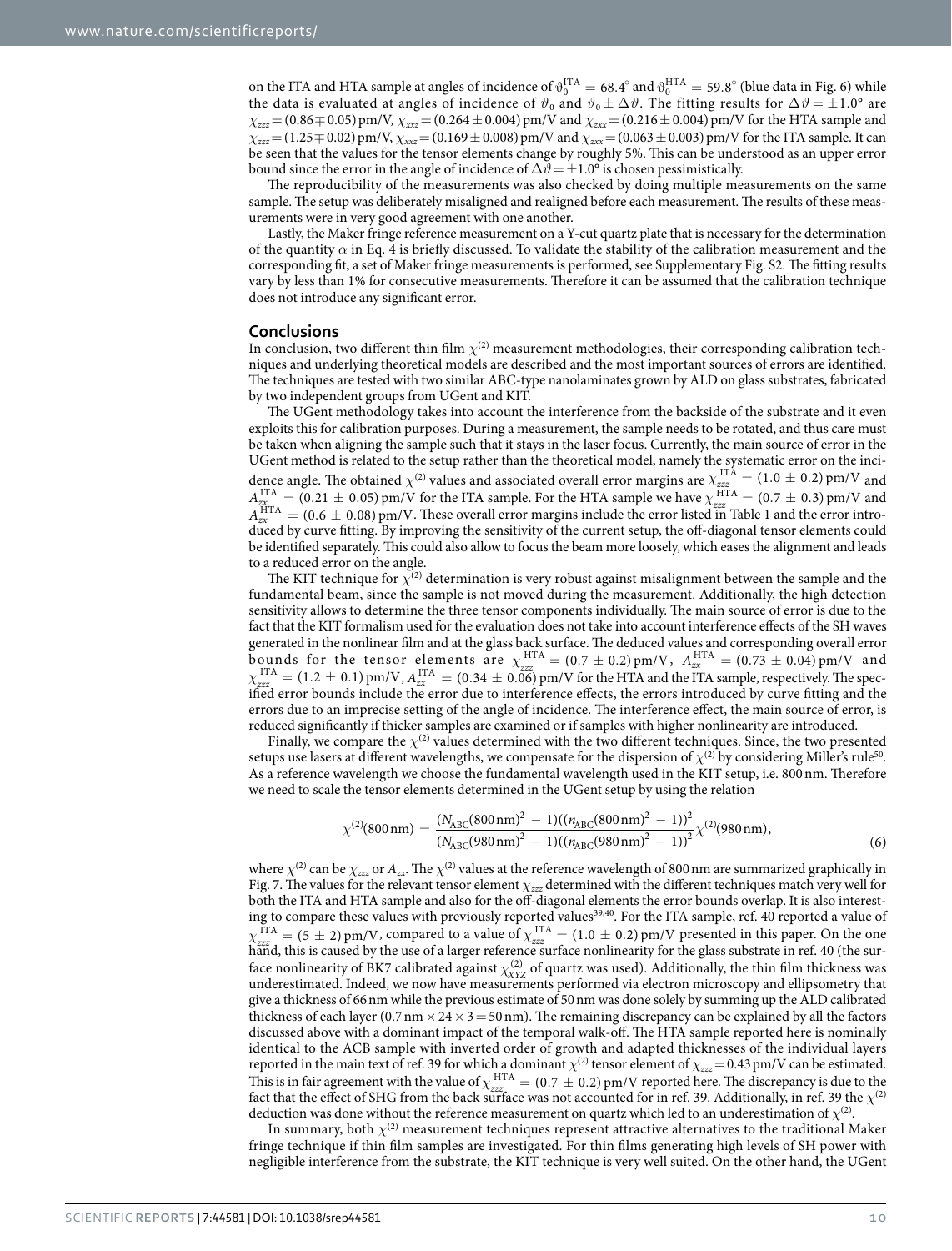on the ITA and HTA sample at angles of incidence of $\vartheta_0^{\text{ITA}} = 68.4^\circ$ and $\vartheta_0^{\text{HTA}} = 59.8^\circ$ (blue data in Fig. 6) while the data is evaluated at angles of incidence of $\vartheta_0$ and $\vartheta_0 \pm \Delta\vartheta$. The fitting results for $\Delta\vartheta = \pm 1.0°$ are $\chi_{zzz} = (0.86 \mp 0.05)$ pm/V, $\chi_{xxz} = (0.264 \pm 0.004)$ pm/V and $\chi_{zxx} = (0.216 \pm 0.004)$ pm/V for the HTA sample and $\chi_{zzz} = (1.25 \mp 0.02)$ pm/V, $\chi_{xxz} = (0.169 \pm 0.008)$ pm/V and $\chi_{zxx} = (0.063 \pm 0.003)$ pm/V for the ITA sample. It can be seen that the values for the tensor elements change by roughly 5%. This can be understood as an upper error bound since the error in the angle of incidence of $\Delta\vartheta = \pm 1.0°$ is chosen pessimistically.

The reproducibility of the measurements was also checked by doing multiple measurements on the same sample. The setup was deliberately misaligned and realigned before each measurement. The results of these measurements were in very good agreement with one another.

Lastly, the Maker fringe reference measurement on a Y-cut quartz plate that is necessary for the determination of the quantity $\alpha$ in Eq. 4 is briefly discussed. To validate the stability of the calibration measurement and the corresponding fit, a set of Maker fringe measurements is performed, see Supplementary Fig. S2. The fitting results vary by less than 1% for consecutive measurements. Therefore it can be assumed that the calibration technique does not introduce any significant error.

## Conclusions

In conclusion, two different thin film $\chi^{(2)}$ measurement methodologies, their corresponding calibration techniques and underlying theoretical models are described and the most important sources of errors are identified. The techniques are tested with two similar ABC-type nanolaminates grown by ALD on glass substrates, fabricated by two independent groups from UGent and KIT.

The UGent methodology takes into account the interference from the backside of the substrate and it even exploits this for calibration purposes. During a measurement, the sample needs to be rotated, and thus care must be taken when aligning the sample such that it stays in the laser focus. Currently, the main source of error in the UGent method is related to the setup rather than the theoretical model, namely the systematic error on the incidence angle. The obtained $\chi^{(2)}$ values and associated overall error margins are $\chi_{zzz}^{\text{ITA}} = (1.0 \pm 0.2)$ pm/V and $A_{zx}^{\text{ITA}} = (0.21 \pm 0.05)$ pm/V for the ITA sample. For the HTA sample we have $\chi_{zzz}^{\text{HTA}} = (0.7 \pm 0.3)$ pm/V and $A_{zx}^{\text{HTA}} = (0.6 \pm 0.08)$ pm/V. These overall error margins include the error listed in Table 1 and the error introduced by curve fitting. By improving the sensitivity of the current setup, the off-diagonal tensor elements could be identified separately. This could also allow to focus the beam more loosely, which eases the alignment and leads to a reduced error on the angle.

The KIT technique for $\chi^{(2)}$ determination is very robust against misalignment between the sample and the fundamental beam, since the sample is not moved during the measurement. Additionally, the high detection sensitivity allows to determine the three tensor components individually. The main source of error is due to the fact that the KIT formalism used for the evaluation does not take into account interference effects of the SH waves generated in the nonlinear film and at the glass back surface. The deduced values and corresponding overall error bounds for the tensor elements are $\chi_{zzz}^{\text{HTA}} = (0.7 \pm 0.2)$ pm/V, $A_{zx}^{\text{HTA}} = (0.73 \pm 0.04)$ pm/V and $\chi_{zzz}^{\text{ITA}} = (1.2 \pm 0.1)$ pm/V, $A_{zx}^{\text{ITA}} = (0.34 \pm 0.06)$ pm/V for the HTA and the ITA sample, respectively. The specified error bounds include the error due to interference effects, the errors introduced by curve fitting and the errors due to an imprecise setting of the angle of incidence. The interference effect, the main source of error, is reduced significantly if thicker samples are examined or if samples with higher nonlinearity are introduced.

Finally, we compare the $\chi^{(2)}$ values determined with the two different techniques. Since, the two presented setups use lasers at different wavelengths, we compensate for the dispersion of $\chi^{(2)}$ by considering Miller's rule[50]. As a reference wavelength we choose the fundamental wavelength used in the KIT setup, i.e. 800 nm. Therefore we need to scale the tensor elements determined in the UGent setup by using the relation

$$\chi^{(2)}(800\,\text{nm}) = \frac{(N_{\text{ABC}}(800\,\text{nm})^2 - 1)((n_{\text{ABC}}(800\,\text{nm})^2 - 1))^2}{(N_{\text{ABC}}(980\,\text{nm})^2 - 1)((n_{\text{ABC}}(980\,\text{nm})^2 - 1))^2}\chi^{(2)}(980\,\text{nm}), \tag{6}$$

where $\chi^{(2)}$ can be $\chi_{zzz}$ or $A_{zx}$. The $\chi^{(2)}$ values at the reference wavelength of 800 nm are summarized graphically in Fig. 7. The values for the relevant tensor element $\chi_{zzz}$ determined with the different techniques match very well for both the ITA and HTA sample and also for the off-diagonal elements the error bounds overlap. It is also interesting to compare these values with previously reported values[39,40]. For the ITA sample, ref. 40 reported a value of $\chi_{zzz}^{\text{ITA}} = (5 \pm 2)$ pm/V, compared to a value of $\chi_{zzz}^{\text{ITA}} = (1.0 \pm 0.2)$ pm/V presented in this paper. On the one hand, this is caused by the use of a larger reference surface nonlinearity for the glass substrate in ref. 40 (the surface nonlinearity of BK7 calibrated against $\chi_{XYZ}^{(2)}$ of quartz was used). Additionally, the thin film thickness was underestimated. Indeed, we now have measurements performed via electron microscopy and ellipsometry that give a thickness of 66 nm while the previous estimate of 50 nm was done solely by summing up the ALD calibrated thickness of each layer (0.7 nm × 24 × 3 = 50 nm). The remaining discrepancy can be explained by all the factors discussed above with a dominant impact of the temporal walk-off. The HTA sample reported here is nominally identical to the ACB sample with inverted order of growth and adapted thicknesses of the individual layers reported in the main text of ref. 39 for which a dominant $\chi^{(2)}$ tensor element of $\chi_{zzz} = 0.43$ pm/V can be estimated. This is in fair agreement with the value of $\chi_{zzz}^{\text{HTA}} = (0.7 \pm 0.2)$ pm/V reported here. The discrepancy is due to the fact that the effect of SHG from the back surface was not accounted for in ref. 39. Additionally, in ref. 39 the $\chi^{(2)}$ deduction was done without the reference measurement on quartz which led to an underestimation of $\chi^{(2)}$.

In summary, both $\chi^{(2)}$ measurement techniques represent attractive alternatives to the traditional Maker fringe technique if thin film samples are investigated. For thin films generating high levels of SH power with negligible interference from the substrate, the KIT technique is very well suited. On the other hand, the UGent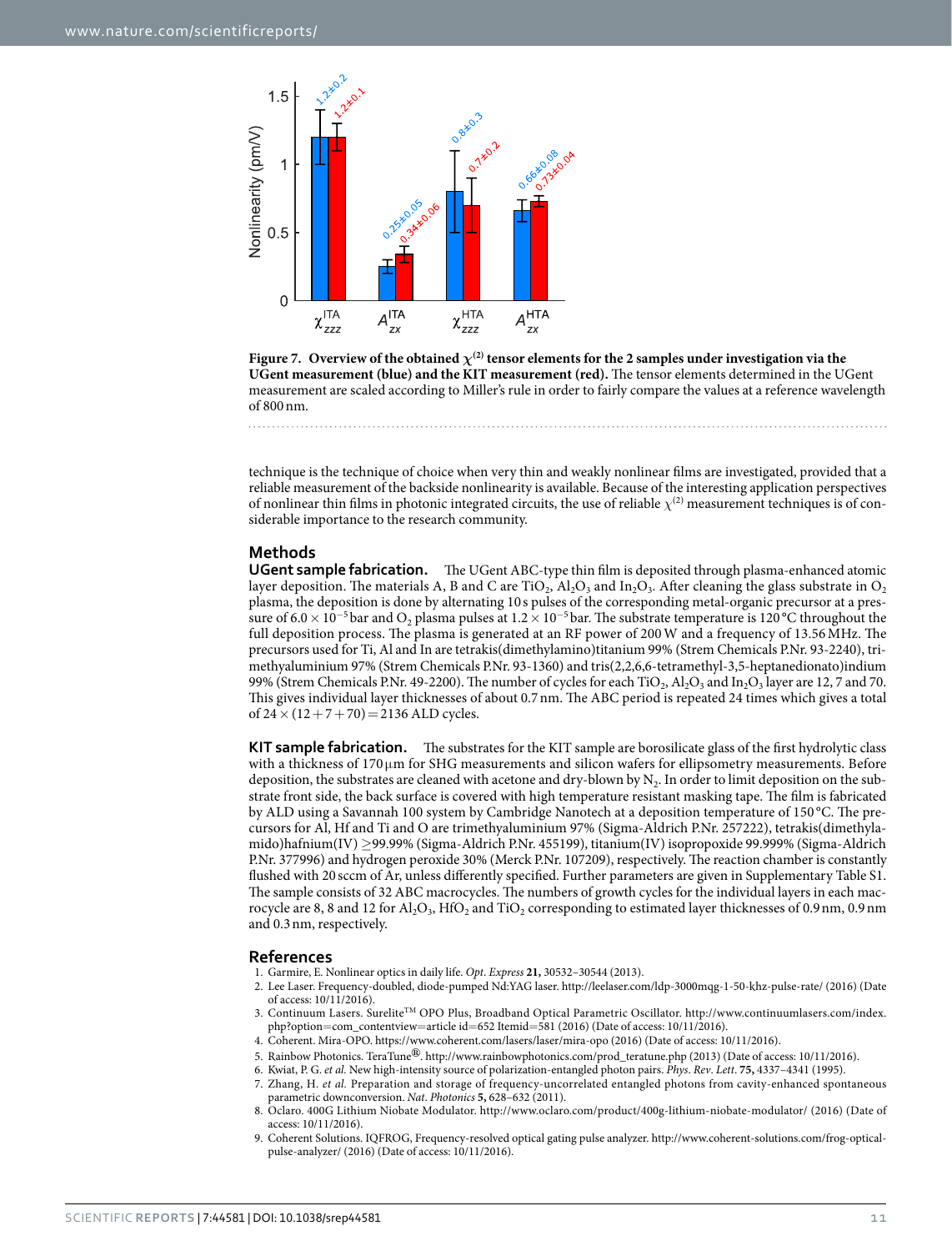**Figure 7. Overview of the obtained $\chi^{(2)}$ tensor elements for the 2 samples under investigation via the UGent measurement (blue) and the KIT measurement (red).** The tensor elements determined in the UGent measurement are scaled according to Miller's rule in order to fairly compare the values at a reference wavelength of 800 nm.

technique is the technique of choice when very thin and weakly nonlinear films are investigated, provided that a reliable measurement of the backside nonlinearity is available. Because of the interesting application perspectives of nonlinear thin films in photonic integrated circuits, the use of reliable $\chi^{(2)}$ measurement techniques is of considerable importance to the research community.

## Methods

**UGent sample fabrication.** The UGent ABC-type thin film is deposited through plasma-enhanced atomic layer deposition. The materials A, B and C are $TiO_2$, $Al_2O_3$ and $In_2O_3$. After cleaning the glass substrate in $O_2$ plasma, the deposition is done by alternating 10 s pulses of the corresponding metal-organic precursor at a pressure of $6.0 \times 10^{-5}$ bar and $O_2$ plasma pulses at $1.2 \times 10^{-5}$ bar. The substrate temperature is 120 °C throughout the full deposition process. The plasma is generated at an RF power of 200 W and a frequency of 13.56 MHz. The precursors used for Ti, Al and In are tetrakis(dimethylamino)titanium 99% (Strem Chemicals P.Nr. 93-2240), trimethyaluminium 97% (Strem Chemicals P.Nr. 93-1360) and tris(2,2,6,6-tetramethyl-3,5-heptanedionato)indium 99% (Strem Chemicals P.Nr. 49-2200). The number of cycles for each $TiO_2$, $Al_2O_3$ and $In_2O_3$ layer are 12, 7 and 70. This gives individual layer thicknesses of about 0.7 nm. The ABC period is repeated 24 times which gives a total of $24 \times (12 + 7 + 70) = 2136$ ALD cycles.

**KIT sample fabrication.** The substrates for the KIT sample are borosilicate glass of the first hydrolytic class with a thickness of 170 μm for SHG measurements and silicon wafers for ellipsometry measurements. Before deposition, the substrates are cleaned with acetone and dry-blown by $N_2$. In order to limit deposition on the substrate front side, the back surface is covered with high temperature resistant masking tape. The film is fabricated by ALD using a Savannah 100 system by Cambridge Nanotech at a deposition temperature of 150 °C. The precursors for Al, Hf and Ti and O are trimethyaluminium 97% (Sigma-Aldrich P.Nr. 257222), tetrakis(dimethylamido)hafnium(IV) ≥99.99% (Sigma-Aldrich P.Nr. 455199), titanium(IV) isopropoxide 99.999% (Sigma-Aldrich P.Nr. 377996) and hydrogen peroxide 30% (Merck P.Nr. 107209), respectively. The reaction chamber is constantly flushed with 20 sccm of Ar, unless differently specified. Further parameters are given in Supplementary Table S1. The sample consists of 32 ABC macrocycles. The numbers of growth cycles for the individual layers in each macrocycle are 8, 8 and 12 for $Al_2O_3$, $HfO_2$ and $TiO_2$ corresponding to estimated layer thicknesses of 0.9 nm, 0.9 nm and 0.3 nm, respectively.

## References

1. Garmire, E. Nonlinear optics in daily life. *Opt. Express* **21,** 30532–30544 (2013).
2. Lee Laser. Frequency-doubled, diode-pumped Nd:YAG laser. http://leelaser.com/ldp-3000mqg-1-50-khz-pulse-rate/ (2016) (Date of access: 10/11/2016).
3. Continuum Lasers. Surelite™ OPO Plus, Broadband Optical Parametric Oscillator. http://www.continuumlasers.com/index.php?option=com_contentview=article id=652 Itemid=581 (2016) (Date of access: 10/11/2016).
4. Coherent. Mira-OPO. https://www.coherent.com/lasers/laser/mira-opo (2016) (Date of access: 10/11/2016).
5. Rainbow Photonics. TeraTune®. http://www.rainbowphotonics.com/prod_teratune.php (2013) (Date of access: 10/11/2016).
6. Kwiat, P. G. *et al.* New high-intensity source of polarization-entangled photon pairs. *Phys. Rev. Lett.* **75,** 4337–4341 (1995).
7. Zhang, H. *et al.* Preparation and storage of frequency-uncorrelated entangled photons from cavity-enhanced spontaneous parametric downconversion. *Nat. Photonics* **5,** 628–632 (2011).
8. Oclaro. 400G Lithium Niobate Modulator. http://www.oclaro.com/product/400g-lithium-niobate-modulator/ (2016) (Date of access: 10/11/2016).
9. Coherent Solutions. IQFROG, Frequency-resolved optical gating pulse analyzer. http://www.coherent-solutions.com/frog-optical-pulse-analyzer/ (2016) (Date of access: 10/11/2016).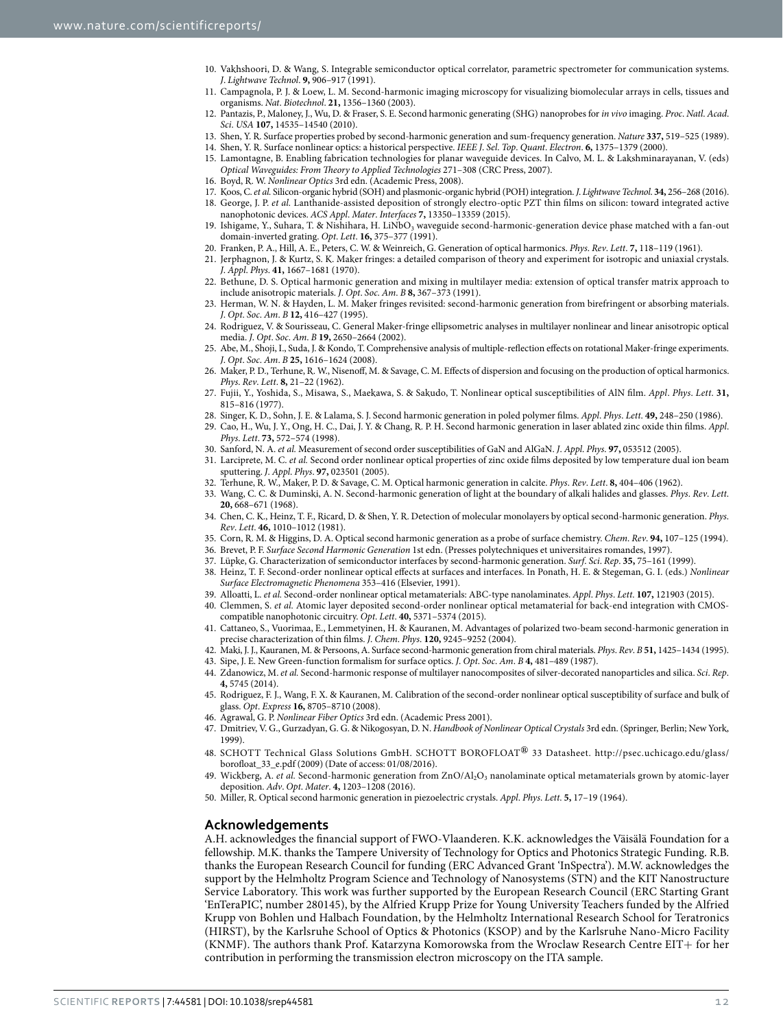10. Vakhshoori, D. & Wang, S. Integrable semiconductor optical correlator, parametric spectrometer for communication systems. *J. Lightwave Technol.* **9,** 906–917 (1991).
11. Campagnola, P. J. & Loew, L. M. Second-harmonic imaging microscopy for visualizing biomolecular arrays in cells, tissues and organisms. *Nat. Biotechnol.* **21,** 1356–1360 (2003).
12. Pantazis, P., Maloney, J., Wu, D. & Fraser, S. E. Second harmonic generating (SHG) nanoprobes for *in vivo* imaging. *Proc. Natl. Acad. Sci. USA* **107,** 14535–14540 (2010).
13. Shen, Y. R. Surface properties probed by second-harmonic generation and sum-frequency generation. *Nature* **337,** 519–525 (1989).
14. Shen, Y. R. Surface nonlinear optics: a historical perspective. *IEEE J. Sel. Top. Quant. Electron.* **6,** 1375–1379 (2000).
15. Lamontagne, B. Enabling fabrication technologies for planar waveguide devices. In Calvo, M. L. & Lakshminarayanan, V. (eds) *Optical Waveguides: From Theory to Applied Technologies* 271–308 (CRC Press, 2007).
16. Boyd, R. W. *Nonlinear Optics* 3rd edn. (Academic Press, 2008).
17. Koos, C. *et al.* Silicon-organic hybrid (SOH) and plasmonic-organic hybrid (POH) integration. *J. Lightwave Technol.* **34,** 256–268 (2016).
18. George, J. P. *et al.* Lanthanide-assisted deposition of strongly electro-optic PZT thin films on silicon: toward integrated active nanophotonic devices. *ACS Appl. Mater. Interfaces* **7,** 13350–13359 (2015).
19. Ishigame, Y., Suhara, T. & Nishihara, H. $LiNbO_3$ waveguide second-harmonic-generation device phase matched with a fan-out domain-inverted grating. *Opt. Lett.* **16,** 375–377 (1991).
20. Franken, P. A., Hill, A. E., Peters, C. W. & Weinreich, G. Generation of optical harmonics. *Phys. Rev. Lett.* **7,** 118–119 (1961).
21. Jerphagnon, J. & Kurtz, S. K. Maker fringes: a detailed comparison of theory and experiment for isotropic and uniaxial crystals. *J. Appl. Phys.* **41,** 1667–1681 (1970).
22. Bethune, D. S. Optical harmonic generation and mixing in multilayer media: extension of optical transfer matrix approach to include anisotropic materials. *J. Opt. Soc. Am. B* **8,** 367–373 (1991).
23. Herman, W. N. & Hayden, L. M. Maker fringes revisited: second-harmonic generation from birefringent or absorbing materials. *J. Opt. Soc. Am. B* **12,** 416–427 (1995).
24. Rodriguez, V. & Sourisseau, C. General Maker-fringe ellipsometric analyses in multilayer nonlinear and linear anisotropic optical media. *J. Opt. Soc. Am. B* **19,** 2650–2664 (2002).
25. Abe, M., Shoji, I., Suda, J. & Kondo, T. Comprehensive analysis of multiple-reflection effects on rotational Maker-fringe experiments. *J. Opt. Soc. Am. B* **25,** 1616–1624 (2008).
26. Maker, P. D., Terhune, R. W., Nisenoff, M. & Savage, C. M. Effects of dispersion and focusing on the production of optical harmonics. *Phys. Rev. Lett.* **8,** 21–22 (1962).
27. Fujii, Y., Yoshida, S., Misawa, S., Maekawa, S. & Sakudo, T. Nonlinear optical susceptibilities of AlN film. *Appl. Phys. Lett.* **31,** 815–816 (1977).
28. Singer, K. D., Sohn, J. E. & Lalama, S. J. Second harmonic generation in poled polymer films. *Appl. Phys. Lett.* **49,** 248–250 (1986).
29. Cao, H., Wu, J. Y., Ong, H. C., Dai, J. Y. & Chang, R. P. H. Second harmonic generation in laser ablated zinc oxide thin films. *Appl. Phys. Lett.* **73,** 572–574 (1998).
30. Sanford, N. A. *et al.* Measurement of second order susceptibilities of GaN and AlGaN. *J. Appl. Phys.* **97,** 053512 (2005).
31. Larciprete, M. C. *et al.* Second order nonlinear optical properties of zinc oxide films deposited by low temperature dual ion beam sputtering. *J. Appl. Phys.* **97,** 023501 (2005).
32. Terhune, R. W., Maker, P. D. & Savage, C. M. Optical harmonic generation in calcite. *Phys. Rev. Lett.* **8,** 404–406 (1962).
33. Wang, C. C. & Duminski, A. N. Second-harmonic generation of light at the boundary of alkali halides and glasses. *Phys. Rev. Lett.* **20,** 668–671 (1968).
34. Chen, C. K., Heinz, T. F., Ricard, D. & Shen, Y. R. Detection of molecular monolayers by optical second-harmonic generation. *Phys. Rev. Lett.* **46,** 1010–1012 (1981).
35. Corn, R. M. & Higgins, D. A. Optical second harmonic generation as a probe of surface chemistry. *Chem. Rev.* **94,** 107–125 (1994).
36. Brevet, P. F. *Surface Second Harmonic Generation* 1st edn. (Presses polytechniques et universitaires romandes, 1997).
37. Lüpke, G. Characterization of semiconductor interfaces by second-harmonic generation. *Surf. Sci. Rep.* **35,** 75–161 (1999).
38. Heinz, T. F. Second-order nonlinear optical effects at surfaces and interfaces. In Ponath, H. E. & Stegeman, G. I. (eds.) *Nonlinear Surface Electromagnetic Phenomena* 353–416 (Elsevier, 1991).
39. Alloatti, L. *et al.* Second-order nonlinear optical metamaterials: ABC-type nanolaminates. *Appl. Phys. Lett.* **107,** 121903 (2015).
40. Clemmen, S. *et al.* Atomic layer deposited second-order nonlinear optical metamaterial for back-end integration with CMOS-compatible nanophotonic circuitry. *Opt. Lett.* **40,** 5371–5374 (2015).
41. Cattaneo, S., Vuorimaa, E., Lemmetyinen, H. & Kauranen, M. Advantages of polarized two-beam second-harmonic generation in precise characterization of thin films. *J. Chem. Phys.* **120,** 9245–9252 (2004).
42. Maki, J. J., Kauranen, M. & Persoons, A. Surface second-harmonic generation from chiral materials. *Phys. Rev. B* **51,** 1425–1434 (1995).
43. Sipe, J. E. New Green-function formalism for surface optics. *J. Opt. Soc. Am. B* **4,** 481–489 (1987).
44. Zdanowicz, M. *et al.* Second-harmonic response of multilayer nanocomposites of silver-decorated nanoparticles and silica. *Sci. Rep.* **4,** 5745 (2014).
45. Rodriguez, F. J., Wang, F. X. & Kauranen, M. Calibration of the second-order nonlinear optical susceptibility of surface and bulk of glass. *Opt. Express* **16,** 8705–8710 (2008).
46. Agrawal, G. P. *Nonlinear Fiber Optics* 3rd edn. (Academic Press 2001).
47. Dmitriev, V. G., Gurzadyan, G. G. & Nikogosyan, D. N. *Handbook of Nonlinear Optical Crystals* 3rd edn. (Springer, Berlin; New York, 1999).
48. SCHOTT Technical Glass Solutions GmbH. SCHOTT BOROFLOAT® 33 Datasheet. http://psec.uchicago.edu/glass/borofloat_33_e.pdf (2009) (Date of access: 01/08/2016).
49. Wickberg, A. *et al.* Second-harmonic generation from $ZnO/Al_2O_3$ nanolaminate optical metamaterials grown by atomic-layer deposition. *Adv. Opt. Mater.* **4,** 1203–1208 (2016).
50. Miller, R. Optical second harmonic generation in piezoelectric crystals. *Appl. Phys. Lett.* **5,** 17–19 (1964).

## Acknowledgements

A.H. acknowledges the financial support of FWO-Vlaanderen. K.K. acknowledges the Väisälä Foundation for a fellowship. M.K. thanks the Tampere University of Technology for Optics and Photonics Strategic Funding. R.B. thanks the European Research Council for funding (ERC Advanced Grant 'InSpectra'). M.W. acknowledges the support by the Helmholtz Program Science and Technology of Nanosystems (STN) and the KIT Nanostructure Service Laboratory. This work was further supported by the European Research Council (ERC Starting Grant 'EnTeraPIC', number 280145), by the Alfried Krupp Prize for Young University Teachers funded by the Alfried Krupp von Bohlen und Halbach Foundation, by the Helmholtz International Research School for Teratronics (HIRST), by the Karlsruhe School of Optics & Photonics (KSOP) and by the Karlsruhe Nano-Micro Facility (KNMF). The authors thank Prof. Katarzyna Komorowska from the Wroclaw Research Centre EIT+ for her contribution in performing the transmission electron microscopy on the ITA sample.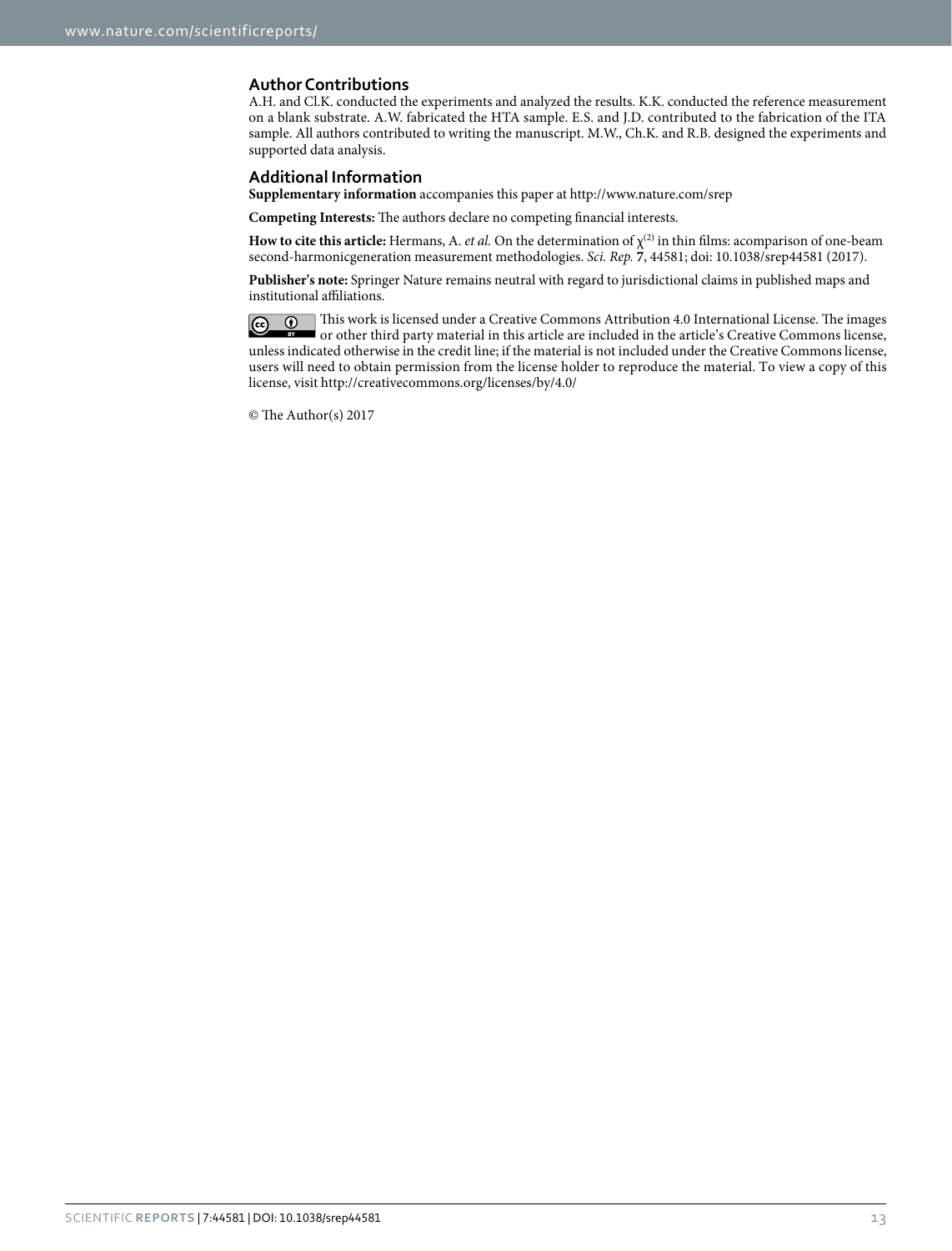## Author Contributions

A.H. and Cl.K. conducted the experiments and analyzed the results. K.K. conducted the reference measurement on a blank substrate. A.W. fabricated the HTA sample. E.S. and J.D. contributed to the fabrication of the ITA sample. All authors contributed to writing the manuscript. M.W., Ch.K. and R.B. designed the experiments and supported data analysis.

## Additional Information

**Supplementary information** accompanies this paper at http://www.nature.com/srep

**Competing Interests:** The authors declare no competing financial interests.

**How to cite this article:** Hermans, A. *et al.* On the determination of $\chi^{(2)}$ in thin films: acomparison of one-beam second-harmonicgeneration measurement methodologies. *Sci. Rep.* **7**, 44581; doi: 10.1038/srep44581 (2017).

**Publisher's note:** Springer Nature remains neutral with regard to jurisdictional claims in published maps and institutional affiliations.

This work is licensed under a Creative Commons Attribution 4.0 International License. The images or other third party material in this article are included in the article's Creative Commons license, unless indicated otherwise in the credit line; if the material is not included under the Creative Commons license, users will need to obtain permission from the license holder to reproduce the material. To view a copy of this license, visit http://creativecommons.org/licenses/by/4.0/

© The Author(s) 2017